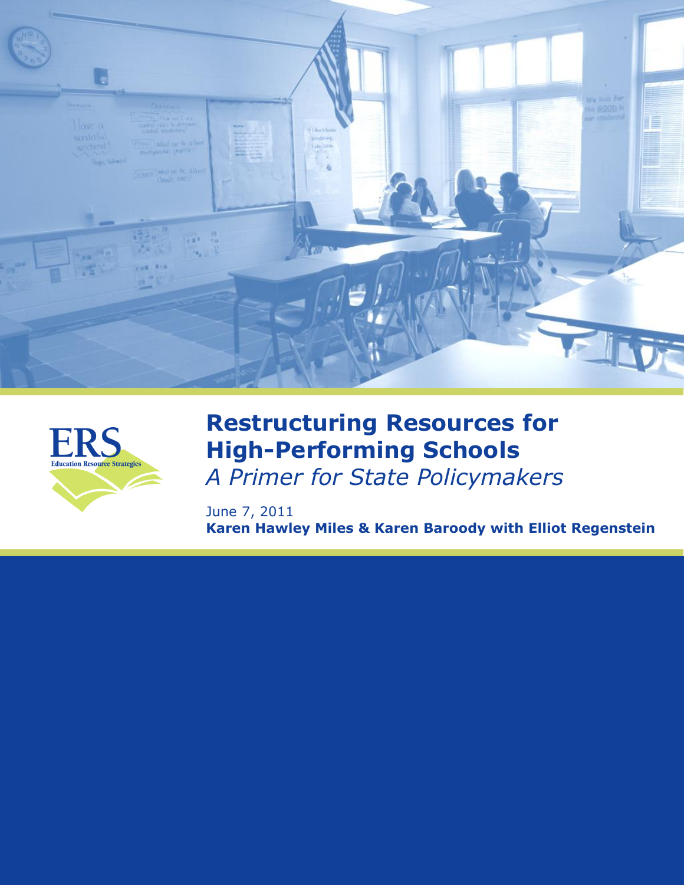# Restructuring Resources for High-Performing Schools

*A Primer for State Policymakers*

June 7, 2011

**Karen Hawley Miles & Karen Baroody with Elliot Regenstein**

ERS Education Resource Strategies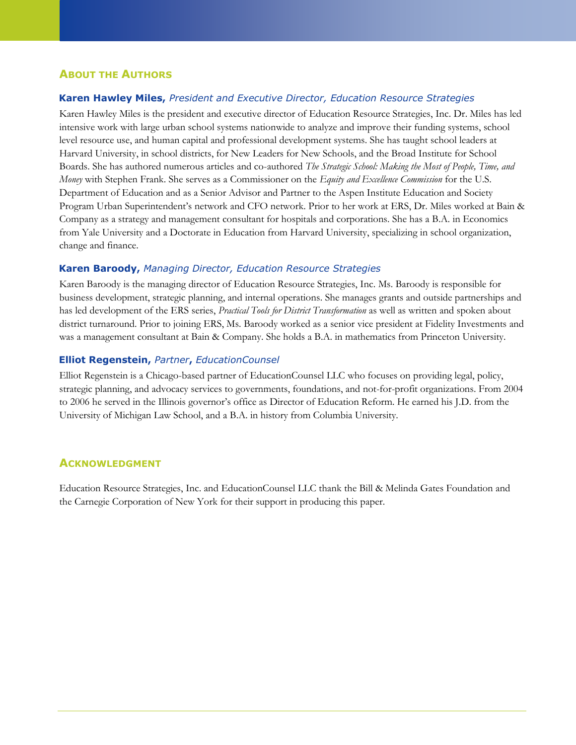## About the Authors

**Karen Hawley Miles,** *President and Executive Director, Education Resource Strategies*

Karen Hawley Miles is the president and executive director of Education Resource Strategies, Inc. Dr. Miles has led intensive work with large urban school systems nationwide to analyze and improve their funding systems, school level resource use, and human capital and professional development systems. She has taught school leaders at Harvard University, in school districts, for New Leaders for New Schools, and the Broad Institute for School Boards. She has authored numerous articles and co-authored *The Strategic School: Making the Most of People, Time, and Money* with Stephen Frank. She serves as a Commissioner on the *Equity and Excellence Commission* for the U.S. Department of Education and as a Senior Advisor and Partner to the Aspen Institute Education and Society Program Urban Superintendent's network and CFO network. Prior to her work at ERS, Dr. Miles worked at Bain & Company as a strategy and management consultant for hospitals and corporations. She has a B.A. in Economics from Yale University and a Doctorate in Education from Harvard University, specializing in school organization, change and finance.

**Karen Baroody,** *Managing Director, Education Resource Strategies*

Karen Baroody is the managing director of Education Resource Strategies, Inc. Ms. Baroody is responsible for business development, strategic planning, and internal operations. She manages grants and outside partnerships and has led development of the ERS series, *Practical Tools for District Transformation* as well as written and spoken about district turnaround. Prior to joining ERS, Ms. Baroody worked as a senior vice president at Fidelity Investments and was a management consultant at Bain & Company. She holds a B.A. in mathematics from Princeton University.

**Elliot Regenstein,** *Partner*, *EducationCounsel*

Elliot Regenstein is a Chicago-based partner of EducationCounsel LLC who focuses on providing legal, policy, strategic planning, and advocacy services to governments, foundations, and not-for-profit organizations. From 2004 to 2006 he served in the Illinois governor's office as Director of Education Reform. He earned his J.D. from the University of Michigan Law School, and a B.A. in history from Columbia University.

## Acknowledgment

Education Resource Strategies, Inc. and EducationCounsel LLC thank the Bill & Melinda Gates Foundation and the Carnegie Corporation of New York for their support in producing this paper.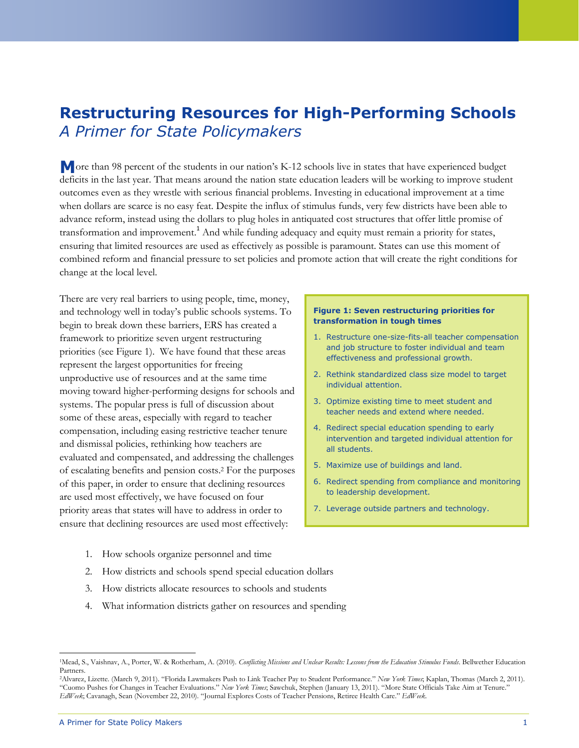# Restructuring Resources for High-Performing Schools

*A Primer for State Policymakers*

More than 98 percent of the students in our nation's K-12 schools live in states that have experienced budget deficits in the last year. That means around the nation state education leaders will be working to improve student outcomes even as they wrestle with serious financial problems. Investing in educational improvement at a time when dollars are scarce is no easy feat. Despite the influx of stimulus funds, very few districts have been able to advance reform, instead using the dollars to plug holes in antiquated cost structures that offer little promise of transformation and improvement.[1] And while funding adequacy and equity must remain a priority for states, ensuring that limited resources are used as effectively as possible is paramount. States can use this moment of combined reform and financial pressure to set policies and promote action that will create the right conditions for change at the local level.

There are very real barriers to using people, time, money, and technology well in today's public schools systems. To begin to break down these barriers, ERS has created a framework to prioritize seven urgent restructuring priorities (see Figure 1). We have found that these areas represent the largest opportunities for freeing unproductive use of resources and at the same time moving toward higher-performing designs for schools and systems. The popular press is full of discussion about some of these areas, especially with regard to teacher compensation, including easing restrictive teacher tenure and dismissal policies, rethinking how teachers are evaluated and compensated, and addressing the challenges of escalating benefits and pension costs.[2] For the purposes of this paper, in order to ensure that declining resources are used most effectively, we have focused on four priority areas that states will have to address in order to ensure that declining resources are used most effectively:

> **Figure 1: Seven restructuring priorities for transformation in tough times**
>
> 1. Restructure one-size-fits-all teacher compensation and job structure to foster individual and team effectiveness and professional growth.
> 2. Rethink standardized class size model to target individual attention.
> 3. Optimize existing time to meet student and teacher needs and extend where needed.
> 4. Redirect special education spending to early intervention and targeted individual attention for all students.
> 5. Maximize use of buildings and land.
> 6. Redirect spending from compliance and monitoring to leadership development.
> 7. Leverage outside partners and technology.

1. How schools organize personnel and time
2. How districts and schools spend special education dollars
3. How districts allocate resources to schools and students
4. What information districts gather on resources and spending

---

[1]Mead, S., Vaishnav, A., Porter, W. & Rotherham, A. (2010). *Conflicting Missions and Unclear Results: Lessons from the Education Stimulus Funds*. Bellwether Education Partners.

[2]Alvarez, Lizette. (March 9, 2011). "Florida Lawmakers Push to Link Teacher Pay to Student Performance." *New York Times*; Kaplan, Thomas (March 2, 2011). "Cuomo Pushes for Changes in Teacher Evaluations." *New York Times*; Sawchuk, Stephen (January 13, 2011). "More State Officials Take Aim at Tenure." *EdWeek*; Cavanagh, Sean (November 22, 2010). "Journal Explores Costs of Teacher Pensions, Retiree Health Care." *EdWeek*.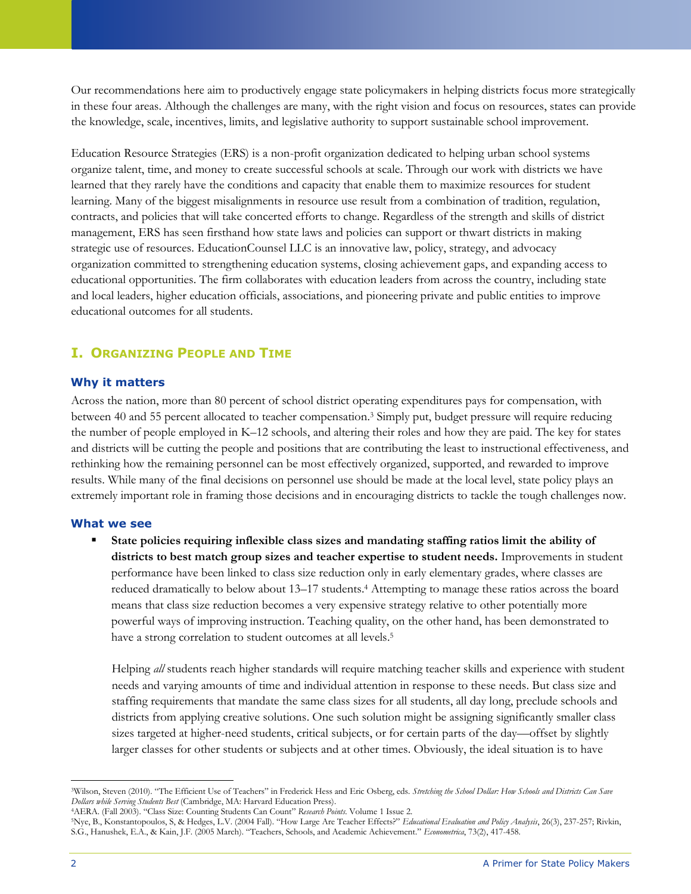Our recommendations here aim to productively engage state policymakers in helping districts focus more strategically in these four areas. Although the challenges are many, with the right vision and focus on resources, states can provide the knowledge, scale, incentives, limits, and legislative authority to support sustainable school improvement.

Education Resource Strategies (ERS) is a non-profit organization dedicated to helping urban school systems organize talent, time, and money to create successful schools at scale. Through our work with districts we have learned that they rarely have the conditions and capacity that enable them to maximize resources for student learning. Many of the biggest misalignments in resource use result from a combination of tradition, regulation, contracts, and policies that will take concerted efforts to change. Regardless of the strength and skills of district management, ERS has seen firsthand how state laws and policies can support or thwart districts in making strategic use of resources. EducationCounsel LLC is an innovative law, policy, strategy, and advocacy organization committed to strengthening education systems, closing achievement gaps, and expanding access to educational opportunities. The firm collaborates with education leaders from across the country, including state and local leaders, higher education officials, associations, and pioneering private and public entities to improve educational outcomes for all students.

## I. Organizing People and Time

### Why it matters

Across the nation, more than 80 percent of school district operating expenditures pays for compensation, with between 40 and 55 percent allocated to teacher compensation.[3] Simply put, budget pressure will require reducing the number of people employed in K–12 schools, and altering their roles and how they are paid. The key for states and districts will be cutting the people and positions that are contributing the least to instructional effectiveness, and rethinking how the remaining personnel can be most effectively organized, supported, and rewarded to improve results. While many of the final decisions on personnel use should be made at the local level, state policy plays an extremely important role in framing those decisions and in encouraging districts to tackle the tough challenges now.

### What we see

- **State policies requiring inflexible class sizes and mandating staffing ratios limit the ability of districts to best match group sizes and teacher expertise to student needs.** Improvements in student performance have been linked to class size reduction only in early elementary grades, where classes are reduced dramatically to below about 13–17 students.[4] Attempting to manage these ratios across the board means that class size reduction becomes a very expensive strategy relative to other potentially more powerful ways of improving instruction. Teaching quality, on the other hand, has been demonstrated to have a strong correlation to student outcomes at all levels.[5]

  Helping *all* students reach higher standards will require matching teacher skills and experience with student needs and varying amounts of time and individual attention in response to these needs. But class size and staffing requirements that mandate the same class sizes for all students, all day long, preclude schools and districts from applying creative solutions. One such solution might be assigning significantly smaller class sizes targeted at higher-need students, critical subjects, or for certain parts of the day—offset by slightly larger classes for other students or subjects and at other times. Obviously, the ideal situation is to have

---

[3] Wilson, Steven (2010). "The Efficient Use of Teachers" in Frederick Hess and Eric Osberg, eds. *Stretching the School Dollar: How Schools and Districts Can Save Dollars while Serving Students Best* (Cambridge, MA: Harvard Education Press).

[4] AERA. (Fall 2003). "Class Size: Counting Students Can Count" *Research Points.* Volume 1 Issue 2.

[5] Nye, B., Konstantopoulos, S, & Hedges, L.V. (2004 Fall). "How Large Are Teacher Effects?" *Educational Evaluation and Policy Analysis*, 26(3), 237-257; Rivkin, S.G., Hanushek, E.A., & Kain, J.F. (2005 March). "Teachers, Schools, and Academic Achievement." *Econometrica*, 73(2), 417-458.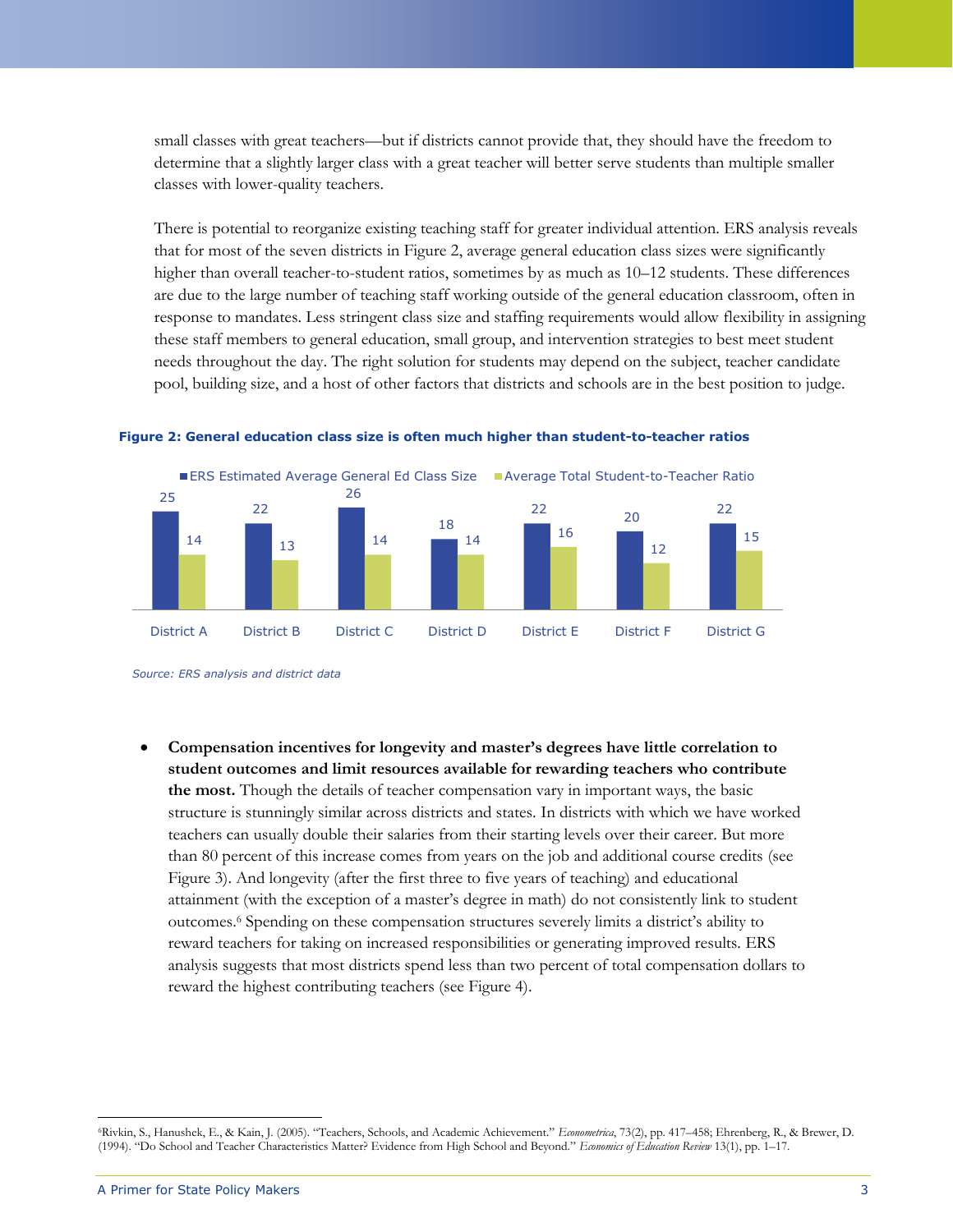small classes with great teachers—but if districts cannot provide that, they should have the freedom to determine that a slightly larger class with a great teacher will better serve students than multiple smaller classes with lower-quality teachers.

There is potential to reorganize existing teaching staff for greater individual attention. ERS analysis reveals that for most of the seven districts in Figure 2, average general education class sizes were significantly higher than overall teacher-to-student ratios, sometimes by as much as 10–12 students. These differences are due to the large number of teaching staff working outside of the general education classroom, often in response to mandates. Less stringent class size and staffing requirements would allow flexibility in assigning these staff members to general education, small group, and intervention strategies to best meet student needs throughout the day. The right solution for students may depend on the subject, teacher candidate pool, building size, and a host of other factors that districts and schools are in the best position to judge.

**Figure 2: General education class size is often much higher than student-to-teacher ratios**

| | District A | District B | District C | District D | District E | District F | District G |
|---|---|---|---|---|---|---|---|
| ERS Estimated Average General Ed Class Size | 25 | 22 | 26 | 18 | 22 | 20 | 22 |
| Average Total Student-to-Teacher Ratio | 14 | 13 | 14 | 14 | 16 | 12 | 15 |

*Source: ERS analysis and district data*

- **Compensation incentives for longevity and master's degrees have little correlation to student outcomes and limit resources available for rewarding teachers who contribute the most.** Though the details of teacher compensation vary in important ways, the basic structure is stunningly similar across districts and states. In districts with which we have worked teachers can usually double their salaries from their starting levels over their career. But more than 80 percent of this increase comes from years on the job and additional course credits (see Figure 3). And longevity (after the first three to five years of teaching) and educational attainment (with the exception of a master's degree in math) do not consistently link to student outcomes.[6] Spending on these compensation structures severely limits a district's ability to reward teachers for taking on increased responsibilities or generating improved results. ERS analysis suggests that most districts spend less than two percent of total compensation dollars to reward the highest contributing teachers (see Figure 4).

[6] Rivkin, S., Hanushek, E., & Kain, J. (2005). "Teachers, Schools, and Academic Achievement." *Econometrica*, 73(2), pp. 417–458; Ehrenberg, R., & Brewer, D. (1994). "Do School and Teacher Characteristics Matter? Evidence from High School and Beyond." *Economics of Education Review* 13(1), pp. 1–17.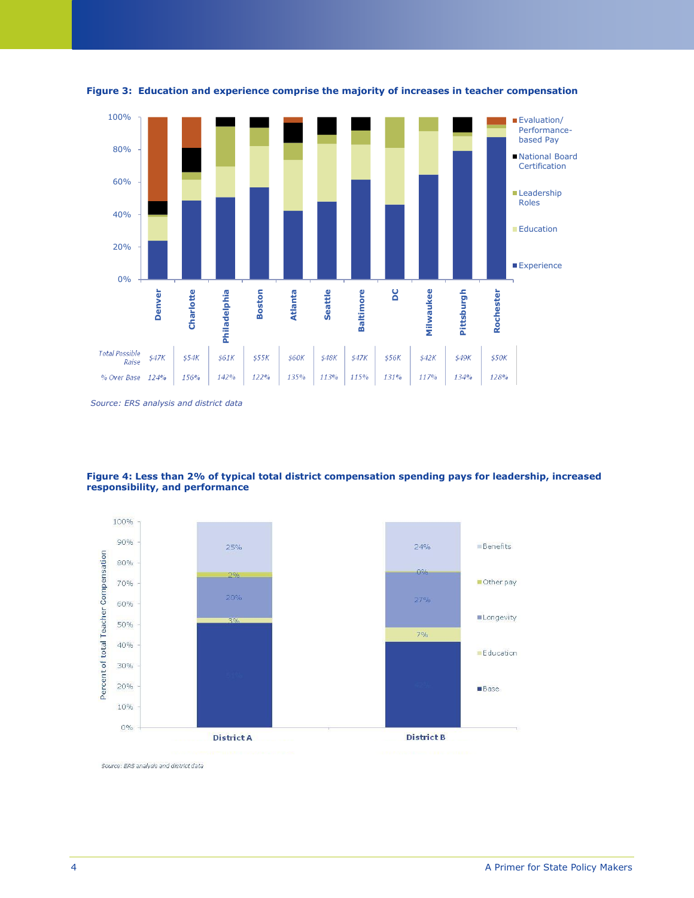**Figure 3: Education and experience comprise the majority of increases in teacher compensation**

| | Denver | Charlotte | Philadelphia | Boston | Atlanta | Seattle | Baltimore | DC | Milwaukee | Pittsburgh | Rochester |
|---|---|---|---|---|---|---|---|---|---|---|---|
| Total Possible Raise | $47K | $54K | $61K | $55K | $60K | $48K | $47K | $56K | $42K | $49K | $50K |
| % Over Base | 124% | 156% | 142% | 122% | 135% | 113% | 115% | 131% | 117% | 134% | 128% |

Source: ERS analysis and district data

**Figure 4: Less than 2% of typical total district compensation spending pays for leadership, increased responsibility, and performance**

| | District A | District B |
|---|---|---|
| Benefits | 25% | 24% |
| Other pay | 2% | 0% |
| Longevity | 20% | 27% |
| Education | 3% | 7% |
| Base | 51% | 42% |

Source: ERS analysis and district data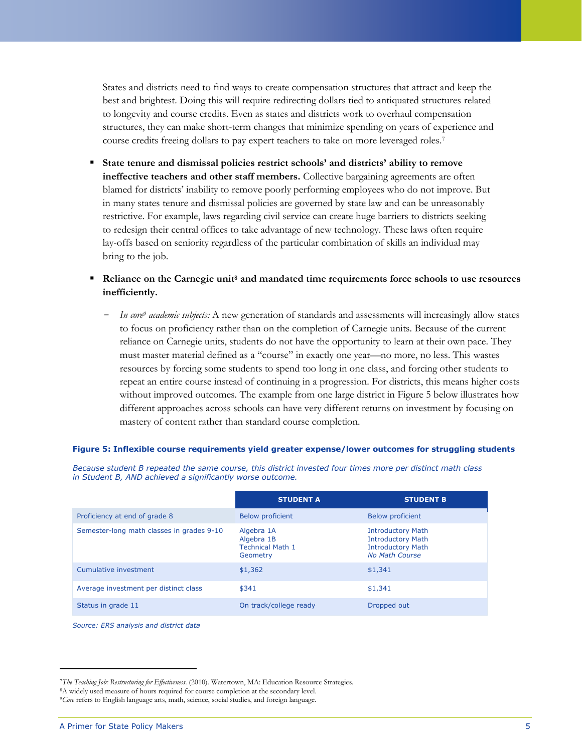States and districts need to find ways to create compensation structures that attract and keep the best and brightest. Doing this will require redirecting dollars tied to antiquated structures related to longevity and course credits. Even as states and districts work to overhaul compensation structures, they can make short-term changes that minimize spending on years of experience and course credits freeing dollars to pay expert teachers to take on more leveraged roles.[7]

- **State tenure and dismissal policies restrict schools' and districts' ability to remove ineffective teachers and other staff members.** Collective bargaining agreements are often blamed for districts' inability to remove poorly performing employees who do not improve. But in many states tenure and dismissal policies are governed by state law and can be unreasonably restrictive. For example, laws regarding civil service can create huge barriers to districts seeking to redesign their central offices to take advantage of new technology. These laws often require lay-offs based on seniority regardless of the particular combination of skills an individual may bring to the job.

- **Reliance on the Carnegie unit[8] and mandated time requirements force schools to use resources inefficiently.**

  - *In core[9] academic subjects:* A new generation of standards and assessments will increasingly allow states to focus on proficiency rather than on the completion of Carnegie units. Because of the current reliance on Carnegie units, students do not have the opportunity to learn at their own pace. They must master material defined as a "course" in exactly one year—no more, no less. This wastes resources by forcing some students to spend too long in one class, and forcing other students to repeat an entire course instead of continuing in a progression. For districts, this means higher costs without improved outcomes. The example from one large district in Figure 5 below illustrates how different approaches across schools can have very different returns on investment by focusing on mastery of content rather than standard course completion.

**Figure 5: Inflexible course requirements yield greater expense/lower outcomes for struggling students**

*Because student B repeated the same course, this district invested four times more per distinct math class in Student B, AND achieved a significantly worse outcome.*

| | STUDENT A | STUDENT B |
|---|---|---|
| Proficiency at end of grade 8 | Below proficient | Below proficient |
| Semester-long math classes in grades 9-10 | Algebra 1A<br>Algebra 1B<br>Technical Math 1<br>Geometry | Introductory Math<br>Introductory Math<br>Introductory Math<br>*No Math Course* |
| Cumulative investment | $1,362 | $1,341 |
| Average investment per distinct class | $341 | $1,341 |
| Status in grade 11 | On track/college ready | Dropped out |

*Source: ERS analysis and district data*

---

[7] *The Teaching Job: Restructuring for Effectiveness.* (2010). Watertown, MA: Education Resource Strategies.

[8] A widely used measure of hours required for course completion at the secondary level.

[9] *Core* refers to English language arts, math, science, social studies, and foreign language.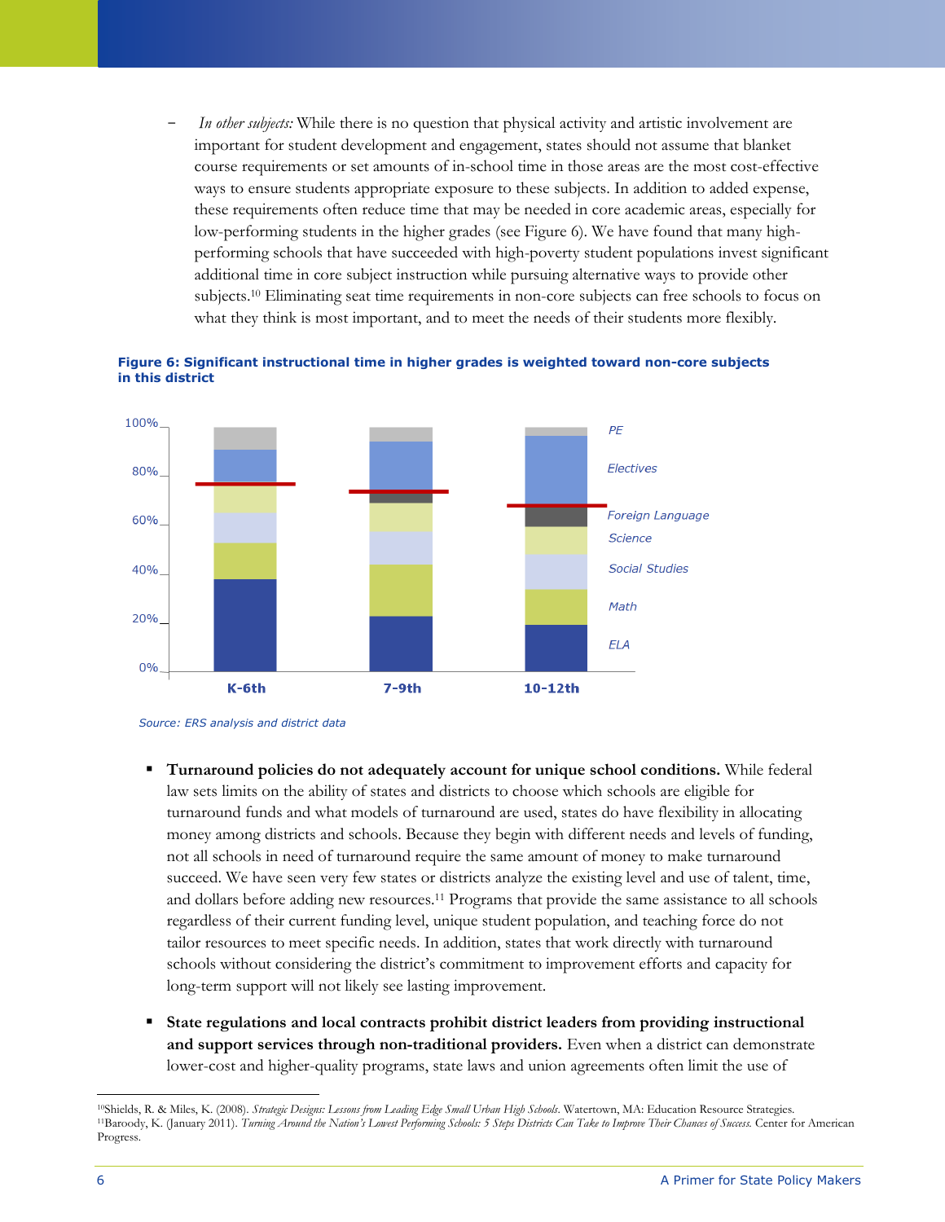- *In other subjects:* While there is no question that physical activity and artistic involvement are important for student development and engagement, states should not assume that blanket course requirements or set amounts of in-school time in those areas are the most cost-effective ways to ensure students appropriate exposure to these subjects. In addition to added expense, these requirements often reduce time that may be needed in core academic areas, especially for low-performing students in the higher grades (see Figure 6). We have found that many high-performing schools that have succeeded with high-poverty student populations invest significant additional time in core subject instruction while pursuing alternative ways to provide other subjects.[10] Eliminating seat time requirements in non-core subjects can free schools to focus on what they think is most important, and to meet the needs of their students more flexibly.

**Figure 6: Significant instructional time in higher grades is weighted toward non-core subjects in this district**

Source: ERS analysis and district data

- **Turnaround policies do not adequately account for unique school conditions.** While federal law sets limits on the ability of states and districts to choose which schools are eligible for turnaround funds and what models of turnaround are used, states do have flexibility in allocating money among districts and schools. Because they begin with different needs and levels of funding, not all schools in need of turnaround require the same amount of money to make turnaround succeed. We have seen very few states or districts analyze the existing level and use of talent, time, and dollars before adding new resources.[11] Programs that provide the same assistance to all schools regardless of their current funding level, unique student population, and teaching force do not tailor resources to meet specific needs. In addition, states that work directly with turnaround schools without considering the district's commitment to improvement efforts and capacity for long-term support will not likely see lasting improvement.

- **State regulations and local contracts prohibit district leaders from providing instructional and support services through non-traditional providers.** Even when a district can demonstrate lower-cost and higher-quality programs, state laws and union agreements often limit the use of

---

[10] Shields, R. & Miles, K. (2008). *Strategic Designs: Lessons from Leading Edge Small Urban High Schools.* Watertown, MA: Education Resource Strategies.
[11] Baroody, K. (January 2011). *Turning Around the Nation's Lowest Performing Schools: 5 Steps Districts Can Take to Improve Their Chances of Success.* Center for American Progress.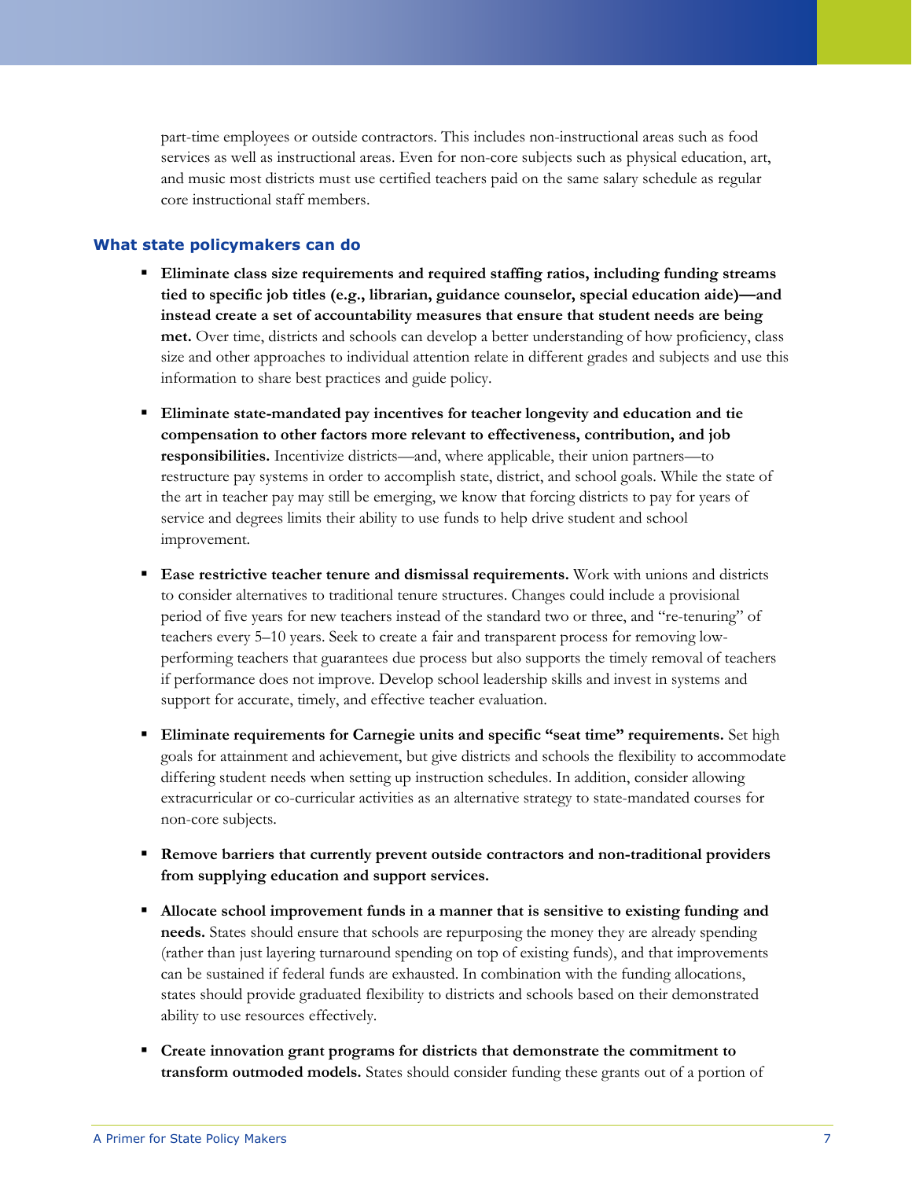part-time employees or outside contractors. This includes non-instructional areas such as food services as well as instructional areas. Even for non-core subjects such as physical education, art, and music most districts must use certified teachers paid on the same salary schedule as regular core instructional staff members.

### What state policymakers can do

- **Eliminate class size requirements and required staffing ratios, including funding streams tied to specific job titles (e.g., librarian, guidance counselor, special education aide)—and instead create a set of accountability measures that ensure that student needs are being met.** Over time, districts and schools can develop a better understanding of how proficiency, class size and other approaches to individual attention relate in different grades and subjects and use this information to share best practices and guide policy.

- **Eliminate state-mandated pay incentives for teacher longevity and education and tie compensation to other factors more relevant to effectiveness, contribution, and job responsibilities.** Incentivize districts—and, where applicable, their union partners—to restructure pay systems in order to accomplish state, district, and school goals. While the state of the art in teacher pay may still be emerging, we know that forcing districts to pay for years of service and degrees limits their ability to use funds to help drive student and school improvement.

- **Ease restrictive teacher tenure and dismissal requirements.** Work with unions and districts to consider alternatives to traditional tenure structures. Changes could include a provisional period of five years for new teachers instead of the standard two or three, and "re-tenuring" of teachers every 5–10 years. Seek to create a fair and transparent process for removing low-performing teachers that guarantees due process but also supports the timely removal of teachers if performance does not improve. Develop school leadership skills and invest in systems and support for accurate, timely, and effective teacher evaluation.

- **Eliminate requirements for Carnegie units and specific "seat time" requirements.** Set high goals for attainment and achievement, but give districts and schools the flexibility to accommodate differing student needs when setting up instruction schedules. In addition, consider allowing extracurricular or co-curricular activities as an alternative strategy to state-mandated courses for non-core subjects.

- **Remove barriers that currently prevent outside contractors and non-traditional providers from supplying education and support services.**

- **Allocate school improvement funds in a manner that is sensitive to existing funding and needs.** States should ensure that schools are repurposing the money they are already spending (rather than just layering turnaround spending on top of existing funds), and that improvements can be sustained if federal funds are exhausted. In combination with the funding allocations, states should provide graduated flexibility to districts and schools based on their demonstrated ability to use resources effectively.

- **Create innovation grant programs for districts that demonstrate the commitment to transform outmoded models.** States should consider funding these grants out of a portion of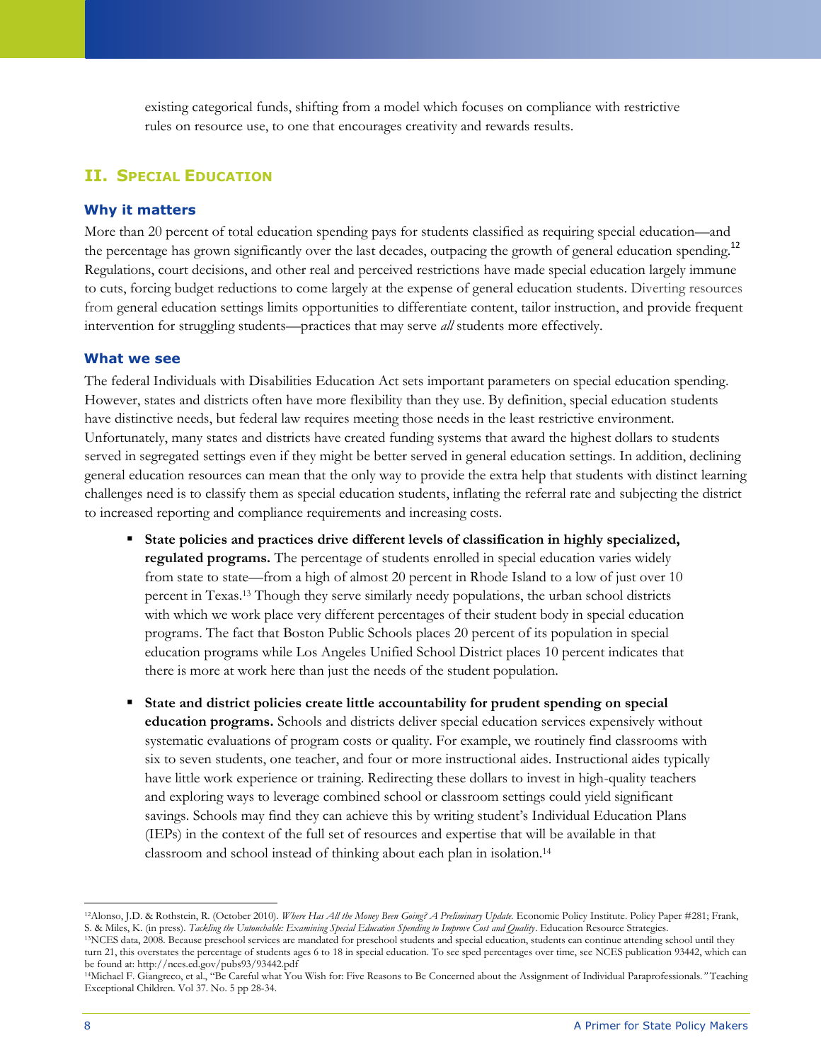existing categorical funds, shifting from a model which focuses on compliance with restrictive rules on resource use, to one that encourages creativity and rewards results.

## II. Special Education

### Why it matters

More than 20 percent of total education spending pays for students classified as requiring special education—and the percentage has grown significantly over the last decades, outpacing the growth of general education spending.[12] Regulations, court decisions, and other real and perceived restrictions have made special education largely immune to cuts, forcing budget reductions to come largely at the expense of general education students. Diverting resources from general education settings limits opportunities to differentiate content, tailor instruction, and provide frequent intervention for struggling students—practices that may serve *all* students more effectively.

### What we see

The federal Individuals with Disabilities Education Act sets important parameters on special education spending. However, states and districts often have more flexibility than they use. By definition, special education students have distinctive needs, but federal law requires meeting those needs in the least restrictive environment. Unfortunately, many states and districts have created funding systems that award the highest dollars to students served in segregated settings even if they might be better served in general education settings. In addition, declining general education resources can mean that the only way to provide the extra help that students with distinct learning challenges need is to classify them as special education students, inflating the referral rate and subjecting the district to increased reporting and compliance requirements and increasing costs.

- **State policies and practices drive different levels of classification in highly specialized, regulated programs.** The percentage of students enrolled in special education varies widely from state to state—from a high of almost 20 percent in Rhode Island to a low of just over 10 percent in Texas.[13] Though they serve similarly needy populations, the urban school districts with which we work place very different percentages of their student body in special education programs. The fact that Boston Public Schools places 20 percent of its population in special education programs while Los Angeles Unified School District places 10 percent indicates that there is more at work here than just the needs of the student population.

- **State and district policies create little accountability for prudent spending on special education programs.** Schools and districts deliver special education services expensively without systematic evaluations of program costs or quality. For example, we routinely find classrooms with six to seven students, one teacher, and four or more instructional aides. Instructional aides typically have little work experience or training. Redirecting these dollars to invest in high-quality teachers and exploring ways to leverage combined school or classroom settings could yield significant savings. Schools may find they can achieve this by writing student's Individual Education Plans (IEPs) in the context of the full set of resources and expertise that will be available in that classroom and school instead of thinking about each plan in isolation.[14]

---

[12] Alonso, J.D. & Rothstein, R. (October 2010). *Where Has All the Money Been Going? A Preliminary Update.* Economic Policy Institute. Policy Paper #281; Frank, S. & Miles, K. (in press). *Tackling the Untouchable: Examining Special Education Spending to Improve Cost and Quality*. Education Resource Strategies.

[13] NCES data, 2008. Because preschool services are mandated for preschool students and special education, students can continue attending school until they turn 21, this overstates the percentage of students ages 6 to 18 in special education. To see sped percentages over time, see NCES publication 93442, which can be found at: http://nces.ed.gov/pubs93/93442.pdf

[14] Michael F. Giangreco, et al., "Be Careful what You Wish for: Five Reasons to Be Concerned about the Assignment of Individual Paraprofessionals." Teaching Exceptional Children. Vol 37. No. 5 pp 28-34.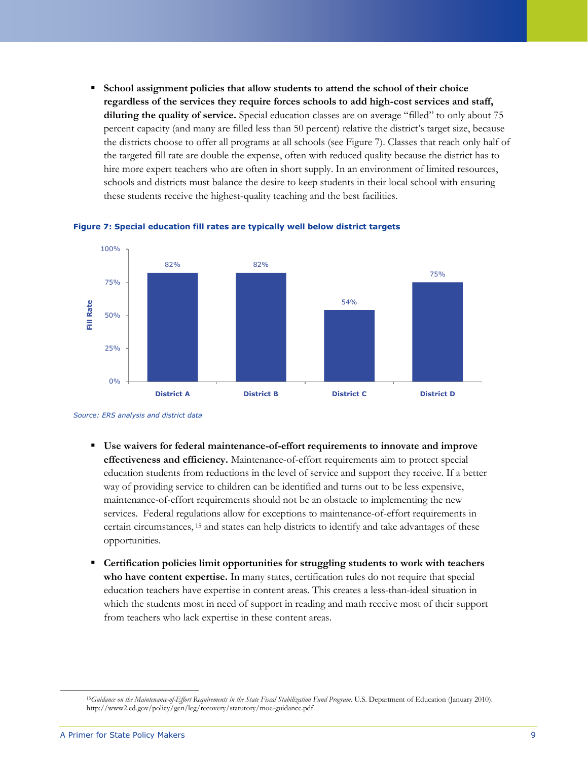- **School assignment policies that allow students to attend the school of their choice regardless of the services they require forces schools to add high-cost services and staff, diluting the quality of service.** Special education classes are on average "filled" to only about 75 percent capacity (and many are filled less than 50 percent) relative the district's target size, because the districts choose to offer all programs at all schools (see Figure 7). Classes that reach only half of the targeted fill rate are double the expense, often with reduced quality because the district has to hire more expert teachers who are often in short supply. In an environment of limited resources, schools and districts must balance the desire to keep students in their local school with ensuring these students receive the highest-quality teaching and the best facilities.

**Figure 7: Special education fill rates are typically well below district targets**

| | Fill Rate |
|---|---|
| District A | 82% |
| District B | 82% |
| District C | 54% |
| District D | 75% |

*Source: ERS analysis and district data*

- **Use waivers for federal maintenance-of-effort requirements to innovate and improve effectiveness and efficiency.** Maintenance-of-effort requirements aim to protect special education students from reductions in the level of service and support they receive. If a better way of providing service to children can be identified and turns out to be less expensive, maintenance-of-effort requirements should not be an obstacle to implementing the new services. Federal regulations allow for exceptions to maintenance-of-effort requirements in certain circumstances, [15] and states can help districts to identify and take advantages of these opportunities.

- **Certification policies limit opportunities for struggling students to work with teachers who have content expertise.** In many states, certification rules do not require that special education teachers have expertise in content areas. This creates a less-than-ideal situation in which the students most in need of support in reading and math receive most of their support from teachers who lack expertise in these content areas.

---

[15] *Guidance on the Maintenance-of-Effort Requirements in the State Fiscal Stabilization Fund Program.* U.S. Department of Education (January 2010). http://www2.ed.gov/policy/gen/leg/recovery/statutory/moe-guidance.pdf.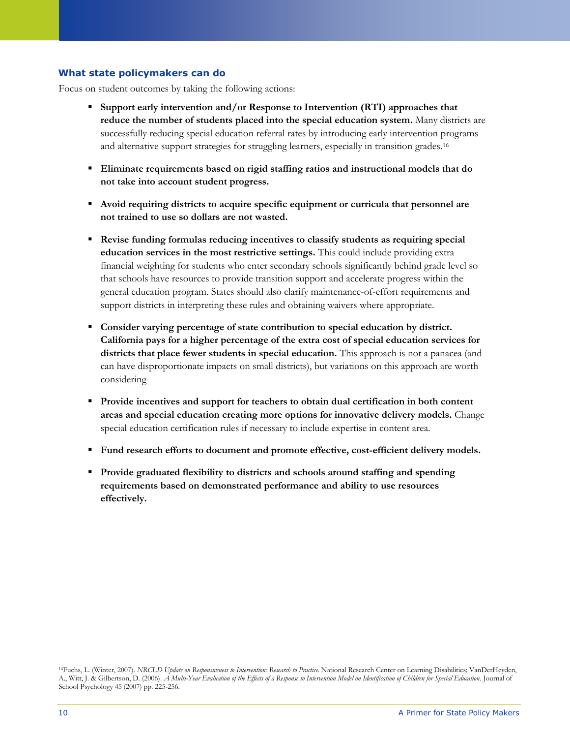### What state policymakers can do

Focus on student outcomes by taking the following actions:

- **Support early intervention and/or Response to Intervention (RTI) approaches that reduce the number of students placed into the special education system.** Many districts are successfully reducing special education referral rates by introducing early intervention programs and alternative support strategies for struggling learners, especially in transition grades.[16]

- **Eliminate requirements based on rigid staffing ratios and instructional models that do not take into account student progress.**

- **Avoid requiring districts to acquire specific equipment or curricula that personnel are not trained to use so dollars are not wasted.**

- **Revise funding formulas reducing incentives to classify students as requiring special education services in the most restrictive settings.** This could include providing extra financial weighting for students who enter secondary schools significantly behind grade level so that schools have resources to provide transition support and accelerate progress within the general education program. States should also clarify maintenance-of-effort requirements and support districts in interpreting these rules and obtaining waivers where appropriate.

- **Consider varying percentage of state contribution to special education by district. California pays for a higher percentage of the extra cost of special education services for districts that place fewer students in special education.** This approach is not a panacea (and can have disproportionate impacts on small districts), but variations on this approach are worth considering

- **Provide incentives and support for teachers to obtain dual certification in both content areas and special education creating more options for innovative delivery models.** Change special education certification rules if necessary to include expertise in content area.

- **Fund research efforts to document and promote effective, cost-efficient delivery models.**

- **Provide graduated flexibility to districts and schools around staffing and spending requirements based on demonstrated performance and ability to use resources effectively.**

---

[16]Fuchs, L. (Winter, 2007). *NRCLD Update on Responsiveness to Intervention: Research to Practice*. National Research Center on Learning Disabilities; VanDerHeyden, A., Witt, J. & Gilbertson, D. (2006). *A Multi-Year Evaluation of the Effects of a Response to Intervention Model on Identification of Children for Special Education*. Journal of School Psychology 45 (2007) pp. 225-256.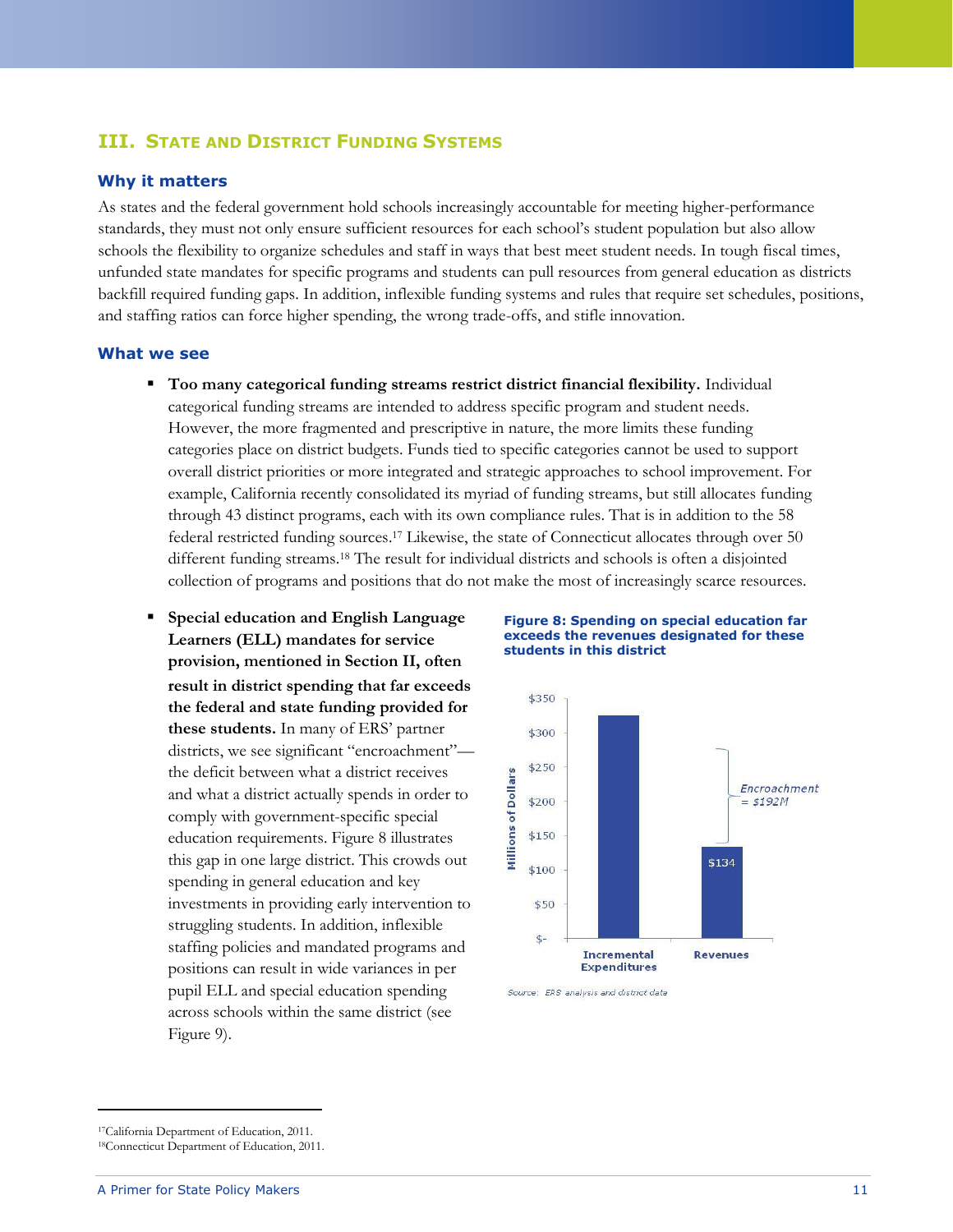## III. State and District Funding Systems

### Why it matters

As states and the federal government hold schools increasingly accountable for meeting higher-performance standards, they must not only ensure sufficient resources for each school's student population but also allow schools the flexibility to organize schedules and staff in ways that best meet student needs. In tough fiscal times, unfunded state mandates for specific programs and students can pull resources from general education as districts backfill required funding gaps. In addition, inflexible funding systems and rules that require set schedules, positions, and staffing ratios can force higher spending, the wrong trade-offs, and stifle innovation.

### What we see

- **Too many categorical funding streams restrict district financial flexibility.** Individual categorical funding streams are intended to address specific program and student needs. However, the more fragmented and prescriptive in nature, the more limits these funding categories place on district budgets. Funds tied to specific categories cannot be used to support overall district priorities or more integrated and strategic approaches to school improvement. For example, California recently consolidated its myriad of funding streams, but still allocates funding through 43 distinct programs, each with its own compliance rules. That is in addition to the 58 federal restricted funding sources.[17] Likewise, the state of Connecticut allocates through over 50 different funding streams.[18] The result for individual districts and schools is often a disjointed collection of programs and positions that do not make the most of increasingly scarce resources.

- **Special education and English Language Learners (ELL) mandates for service provision, mentioned in Section II, often result in district spending that far exceeds the federal and state funding provided for these students.** In many of ERS' partner districts, we see significant "encroachment"—the deficit between what a district receives and what a district actually spends in order to comply with government-specific special education requirements. Figure 8 illustrates this gap in one large district. This crowds out spending in general education and key investments in providing early intervention to struggling students. In addition, inflexible staffing policies and mandated programs and positions can result in wide variances in per pupil ELL and special education spending across schools within the same district (see Figure 9).

**Figure 8: Spending on special education far exceeds the revenues designated for these students in this district**

| | Millions of Dollars |
|---|---|
| Incremental Expenditures | ~$326 |
| Revenues | $134 |

Encroachment = $192M

Source: ERS analysis and district data

[17] California Department of Education, 2011.

[18] Connecticut Department of Education, 2011.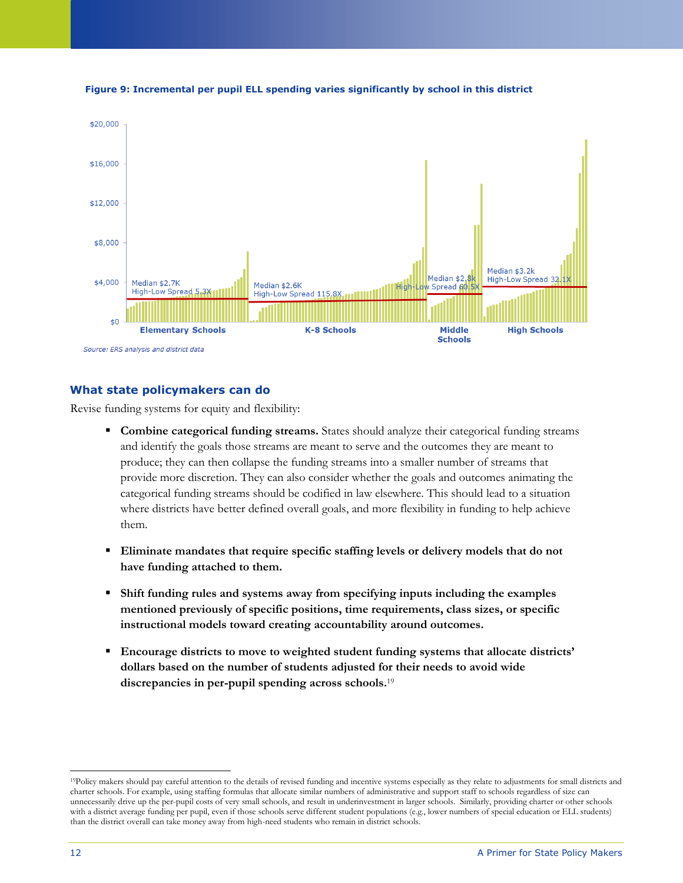**Figure 9: Incremental per pupil ELL spending varies significantly by school in this district**

| | Elementary Schools | K-8 Schools | Middle Schools | High Schools |
|---|---|---|---|---|
| Median | $2.7K | $2.6K | $2.8k | $3.2k |
| High-Low Spread | 5.3X | 115.8X | 60.5X | 32.1X |

*Source: ERS analysis and district data*

## What state policymakers can do

Revise funding systems for equity and flexibility:

- **Combine categorical funding streams.** States should analyze their categorical funding streams and identify the goals those streams are meant to serve and the outcomes they are meant to produce; they can then collapse the funding streams into a smaller number of streams that provide more discretion. They can also consider whether the goals and outcomes animating the categorical funding streams should be codified in law elsewhere. This should lead to a situation where districts have better defined overall goals, and more flexibility in funding to help achieve them.

- **Eliminate mandates that require specific staffing levels or delivery models that do not have funding attached to them.**

- **Shift funding rules and systems away from specifying inputs including the examples mentioned previously of specific positions, time requirements, class sizes, or specific instructional models toward creating accountability around outcomes.**

- **Encourage districts to move to weighted student funding systems that allocate districts' dollars based on the number of students adjusted for their needs to avoid wide discrepancies in per-pupil spending across schools.**[19]

---

[19]Policy makers should pay careful attention to the details of revised funding and incentive systems especially as they relate to adjustments for small districts and charter schools. For example, using staffing formulas that allocate similar numbers of administrative and support staff to schools regardless of size can unnecessarily drive up the per-pupil costs of very small schools, and result in underinvestment in larger schools. Similarly, providing charter or other schools with a district average funding per pupil, even if those schools serve different student populations (e.g., lower numbers of special education or ELL students) than the district overall can take money away from high-need students who remain in district schools.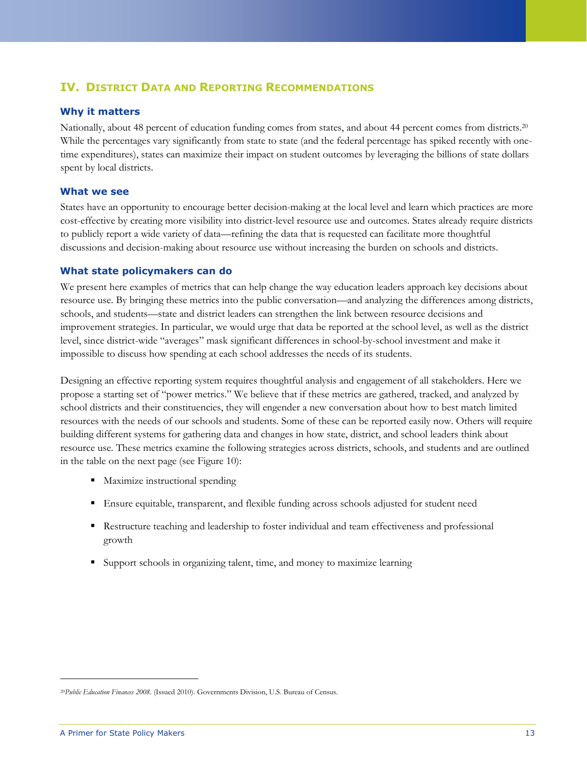## IV. District Data and Reporting Recommendations

### Why it matters

Nationally, about 48 percent of education funding comes from states, and about 44 percent comes from districts.[20] While the percentages vary significantly from state to state (and the federal percentage has spiked recently with one-time expenditures), states can maximize their impact on student outcomes by leveraging the billions of state dollars spent by local districts.

### What we see

States have an opportunity to encourage better decision-making at the local level and learn which practices are more cost-effective by creating more visibility into district-level resource use and outcomes. States already require districts to publicly report a wide variety of data—refining the data that is requested can facilitate more thoughtful discussions and decision-making about resource use without increasing the burden on schools and districts.

### What state policymakers can do

We present here examples of metrics that can help change the way education leaders approach key decisions about resource use. By bringing these metrics into the public conversation—and analyzing the differences among districts, schools, and students—state and district leaders can strengthen the link between resource decisions and improvement strategies. In particular, we would urge that data be reported at the school level, as well as the district level, since district-wide "averages" mask significant differences in school-by-school investment and make it impossible to discuss how spending at each school addresses the needs of its students.

Designing an effective reporting system requires thoughtful analysis and engagement of all stakeholders. Here we propose a starting set of "power metrics." We believe that if these metrics are gathered, tracked, and analyzed by school districts and their constituencies, they will engender a new conversation about how to best match limited resources with the needs of our schools and students. Some of these can be reported easily now. Others will require building different systems for gathering data and changes in how state, district, and school leaders think about resource use. These metrics examine the following strategies across districts, schools, and students and are outlined in the table on the next page (see Figure 10):

- Maximize instructional spending
- Ensure equitable, transparent, and flexible funding across schools adjusted for student need
- Restructure teaching and leadership to foster individual and team effectiveness and professional growth
- Support schools in organizing talent, time, and money to maximize learning

---

[20] *Public Education Finances 2008*. (Issued 2010). Governments Division, U.S. Bureau of Census.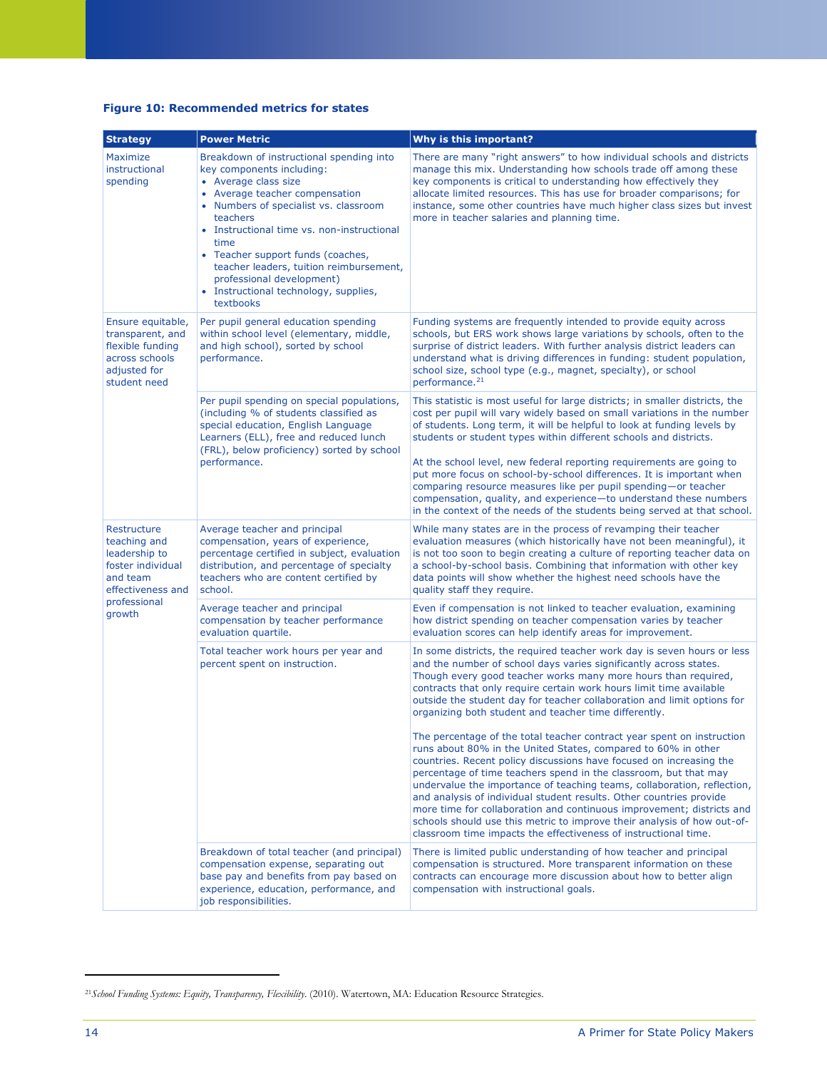**Figure 10: Recommended metrics for states**

| Strategy | Power Metric | Why is this important? |
|---|---|---|
| Maximize instructional spending | Breakdown of instructional spending into key components including:<br>• Average class size<br>• Average teacher compensation<br>• Numbers of specialist vs. classroom teachers<br>• Instructional time vs. non-instructional time<br>• Teacher support funds (coaches, teacher leaders, tuition reimbursement, professional development)<br>• Instructional technology, supplies, textbooks | There are many "right answers" to how individual schools and districts manage this mix. Understanding how schools trade off among these key components is critical to understanding how effectively they allocate limited resources. This has use for broader comparisons; for instance, some other countries have much higher class sizes but invest more in teacher salaries and planning time. |
| Ensure equitable, transparent, and flexible funding across schools adjusted for student need | Per pupil general education spending within school level (elementary, middle, and high school), sorted by school performance. | Funding systems are frequently intended to provide equity across schools, but ERS work shows large variations by schools, often to the surprise of district leaders. With further analysis district leaders can understand what is driving differences in funding: student population, school size, school type (e.g., magnet, specialty), or school performance.[21] |
| | Per pupil spending on special populations, (including % of students classified as special education, English Language Learners (ELL), free and reduced lunch (FRL), below proficiency) sorted by school performance. | This statistic is most useful for large districts; in smaller districts, the cost per pupil will vary widely based on small variations in the number of students. Long term, it will be helpful to look at funding levels by students or student types within different schools and districts.<br><br>At the school level, new federal reporting requirements are going to put more focus on school-by-school differences. It is important when comparing resource measures like per pupil spending—or teacher compensation, quality, and experience—to understand these numbers in the context of the needs of the students being served at that school. |
| Restructure teaching and leadership to foster individual and team effectiveness and professional growth | Average teacher and principal compensation, years of experience, percentage certified in subject, evaluation distribution, and percentage of specialty teachers who are content certified by school. | While many states are in the process of revamping their teacher evaluation measures (which historically have not been meaningful), it is not too soon to begin creating a culture of reporting teacher data on a school-by-school basis. Combining that information with other key data points will show whether the highest need schools have the quality staff they require. |
| | Average teacher and principal compensation by teacher performance evaluation quartile. | Even if compensation is not linked to teacher evaluation, examining how district spending on teacher compensation varies by teacher evaluation scores can help identify areas for improvement. |
| | Total teacher work hours per year and percent spent on instruction. | In some districts, the required teacher work day is seven hours or less and the number of school days varies significantly across states. Though every good teacher works many more hours than required, contracts that only require certain work hours limit time available outside the student day for teacher collaboration and limit options for organizing both student and teacher time differently.<br><br>The percentage of the total teacher contract year spent on instruction runs about 80% in the United States, compared to 60% in other countries. Recent policy discussions have focused on increasing the percentage of time teachers spend in the classroom, but that may undervalue the importance of teaching teams, collaboration, reflection, and analysis of individual student results. Other countries provide more time for collaboration and continuous improvement; districts and schools should use this metric to improve their analysis of how out-of-classroom time impacts the effectiveness of instructional time. |
| | Breakdown of total teacher (and principal) compensation expense, separating out base pay and benefits from pay based on experience, education, performance, and job responsibilities. | There is limited public understanding of how teacher and principal compensation is structured. More transparent information on these contracts can encourage more discussion about how to better align compensation with instructional goals. |

[21] *School Funding Systems: Equity, Transparency, Flexibility*. (2010). Watertown, MA: Education Resource Strategies.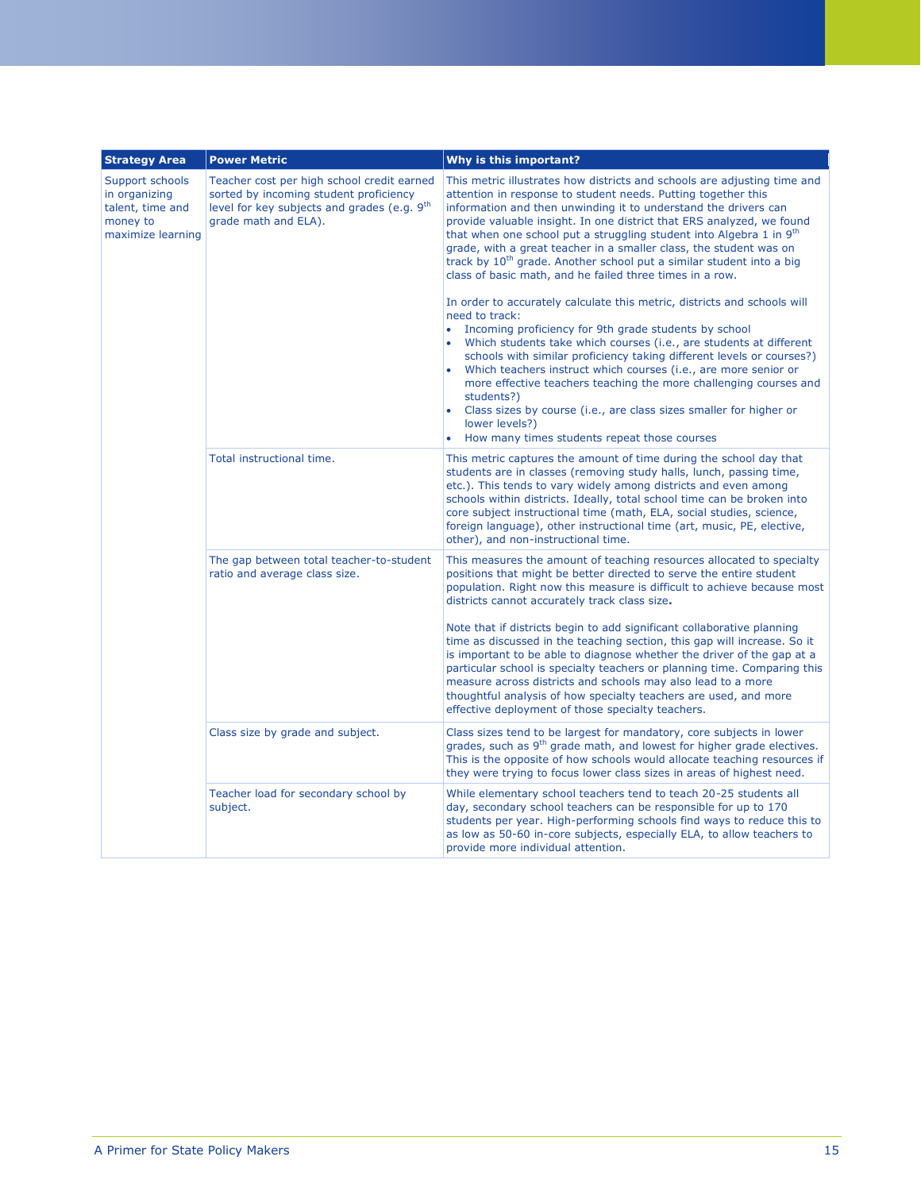| Strategy Area | Power Metric | Why is this important? |
|---|---|---|
| Support schools in organizing talent, time and money to maximize learning | Teacher cost per high school credit earned sorted by incoming student proficiency level for key subjects and grades (e.g. 9th grade math and ELA). | This metric illustrates how districts and schools are adjusting time and attention in response to student needs. Putting together this information and then unwinding it to understand the drivers can provide valuable insight. In one district that ERS analyzed, we found that when one school put a struggling student into Algebra 1 in 9th grade, with a great teacher in a smaller class, the student was on track by 10th grade. Another school put a similar student into a big class of basic math, and he failed three times in a row.<br><br>In order to accurately calculate this metric, districts and schools will need to track:<br>• Incoming proficiency for 9th grade students by school<br>• Which students take which courses (i.e., are students at different schools with similar proficiency taking different levels or courses?)<br>• Which teachers instruct which courses (i.e., are more senior or more effective teachers teaching the more challenging courses and students?)<br>• Class sizes by course (i.e., are class sizes smaller for higher or lower levels?)<br>• How many times students repeat those courses |
| | Total instructional time. | This metric captures the amount of time during the school day that students are in classes (removing study halls, lunch, passing time, etc.). This tends to vary widely among districts and even among schools within districts. Ideally, total school time can be broken into core subject instructional time (math, ELA, social studies, science, foreign language), other instructional time (art, music, PE, elective, other), and non-instructional time. |
| | The gap between total teacher-to-student ratio and average class size. | This measures the amount of teaching resources allocated to specialty positions that might be better directed to serve the entire student population. Right now this measure is difficult to achieve because most districts cannot accurately track class size.<br><br>Note that if districts begin to add significant collaborative planning time as discussed in the teaching section, this gap will increase. So it is important to be able to diagnose whether the driver of the gap at a particular school is specialty teachers or planning time. Comparing this measure across districts and schools may also lead to a more thoughtful analysis of how specialty teachers are used, and more effective deployment of those specialty teachers. |
| | Class size by grade and subject. | Class sizes tend to be largest for mandatory, core subjects in lower grades, such as 9th grade math, and lowest for higher grade electives. This is the opposite of how schools would allocate teaching resources if they were trying to focus lower class sizes in areas of highest need. |
| | Teacher load for secondary school by subject. | While elementary school teachers tend to teach 20-25 students all day, secondary school teachers can be responsible for up to 170 students per year. High-performing schools find ways to reduce this to as low as 50-60 in-core subjects, especially ELA, to allow teachers to provide more individual attention. |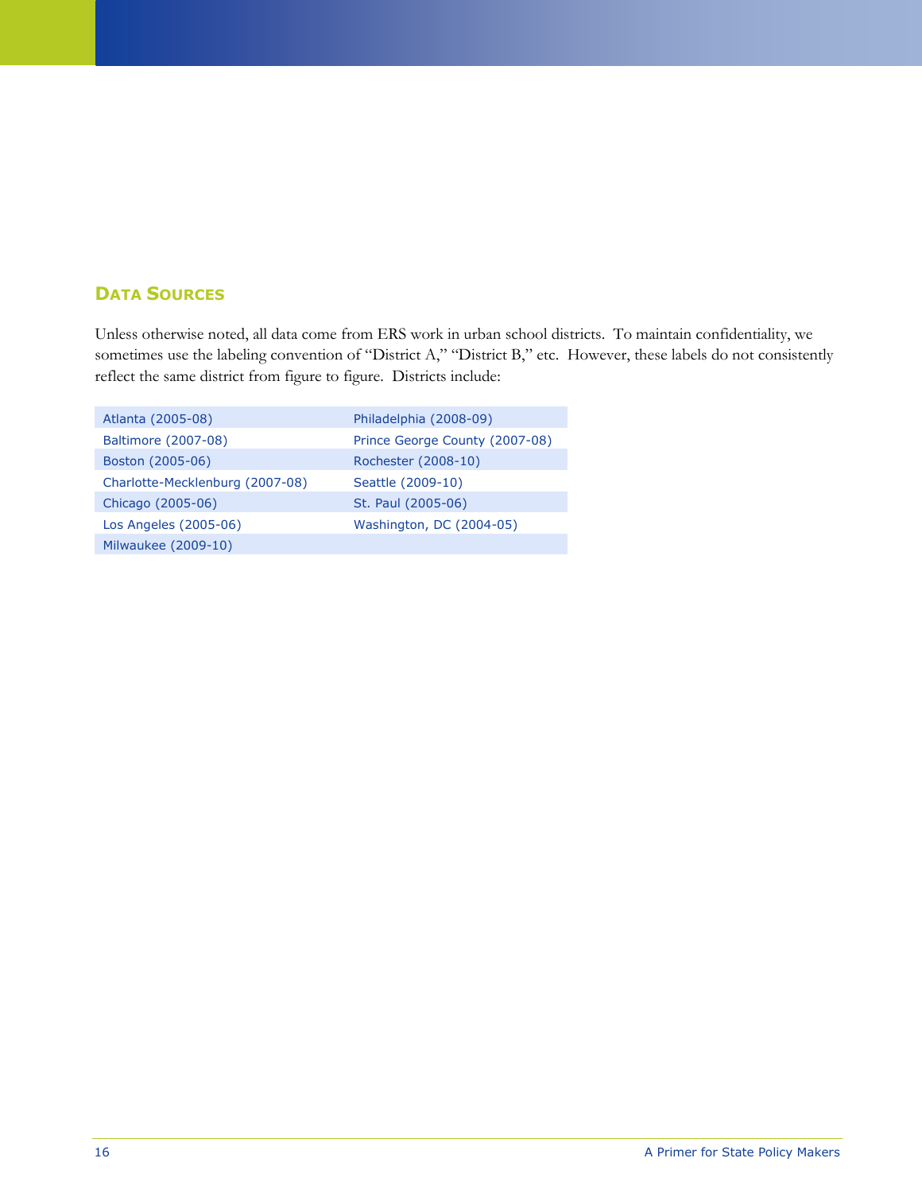## Data Sources

Unless otherwise noted, all data come from ERS work in urban school districts. To maintain confidentiality, we sometimes use the labeling convention of "District A," "District B," etc. However, these labels do not consistently reflect the same district from figure to figure. Districts include:

| | |
|---|---|
| Atlanta (2005-08) | Philadelphia (2008-09) |
| Baltimore (2007-08) | Prince George County (2007-08) |
| Boston (2005-06) | Rochester (2008-10) |
| Charlotte-Mecklenburg (2007-08) | Seattle (2009-10) |
| Chicago (2005-06) | St. Paul (2005-06) |
| Los Angeles (2005-06) | Washington, DC (2004-05) |
| Milwaukee (2009-10) | |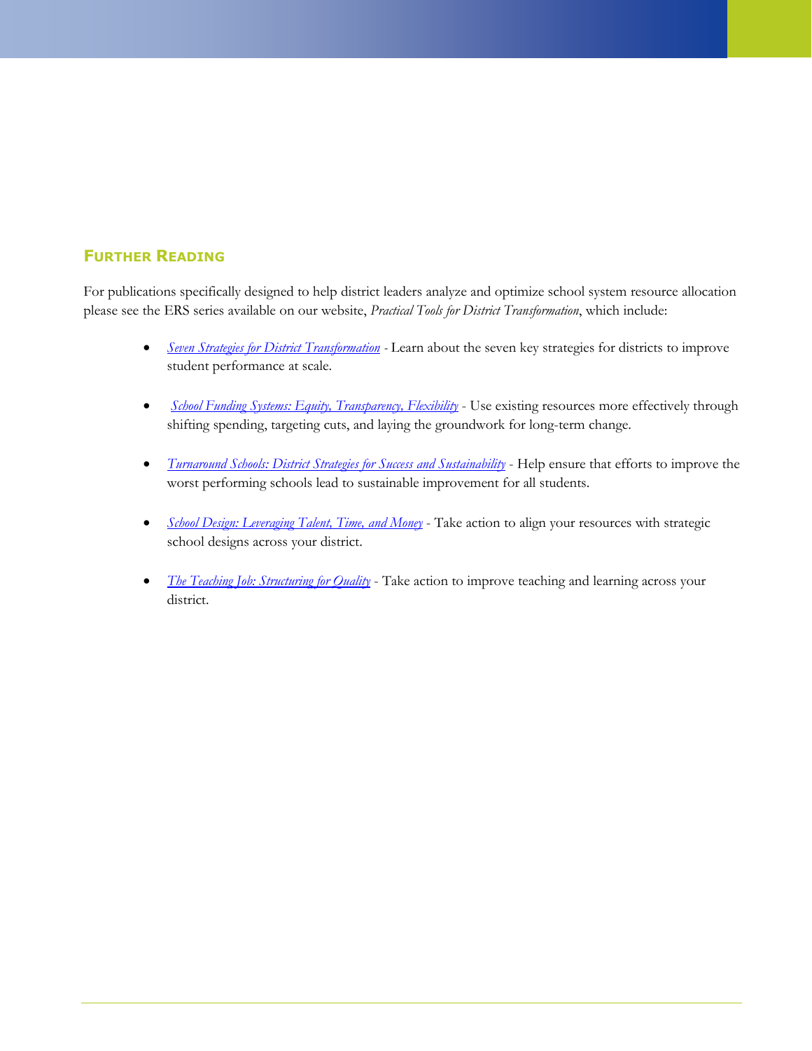## Further Reading

For publications specifically designed to help district leaders analyze and optimize school system resource allocation please see the ERS series available on our website, *Practical Tools for District Transformation*, which include:

- *Seven Strategies for District Transformation* - Learn about the seven key strategies for districts to improve student performance at scale.

- *School Funding Systems: Equity, Transparency, Flexibility* - Use existing resources more effectively through shifting spending, targeting cuts, and laying the groundwork for long-term change.

- *Turnaround Schools: District Strategies for Success and Sustainability* - Help ensure that efforts to improve the worst performing schools lead to sustainable improvement for all students.

- *School Design: Leveraging Talent, Time, and Money* - Take action to align your resources with strategic school designs across your district.

- *The Teaching Job: Structuring for Quality* - Take action to improve teaching and learning across your district.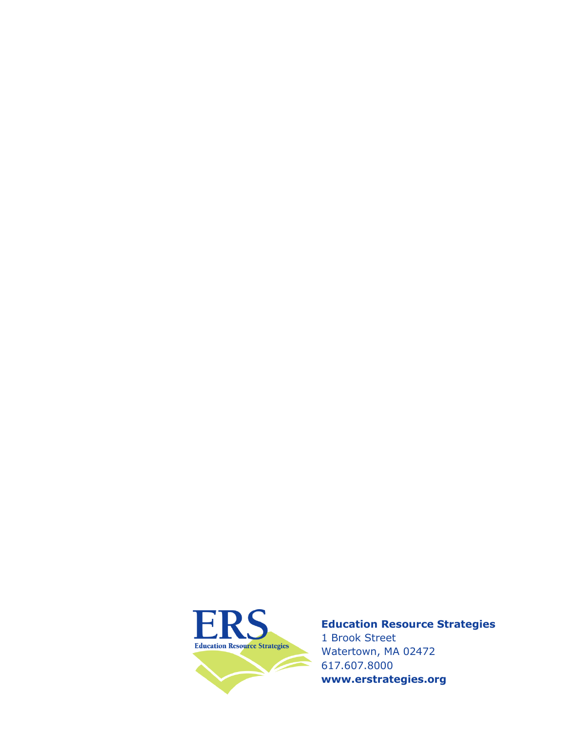ERS
Education Resource Strategies

**Education Resource Strategies**
1 Brook Street
Watertown, MA 02472
617.607.8000
**www.erstrategies.org**